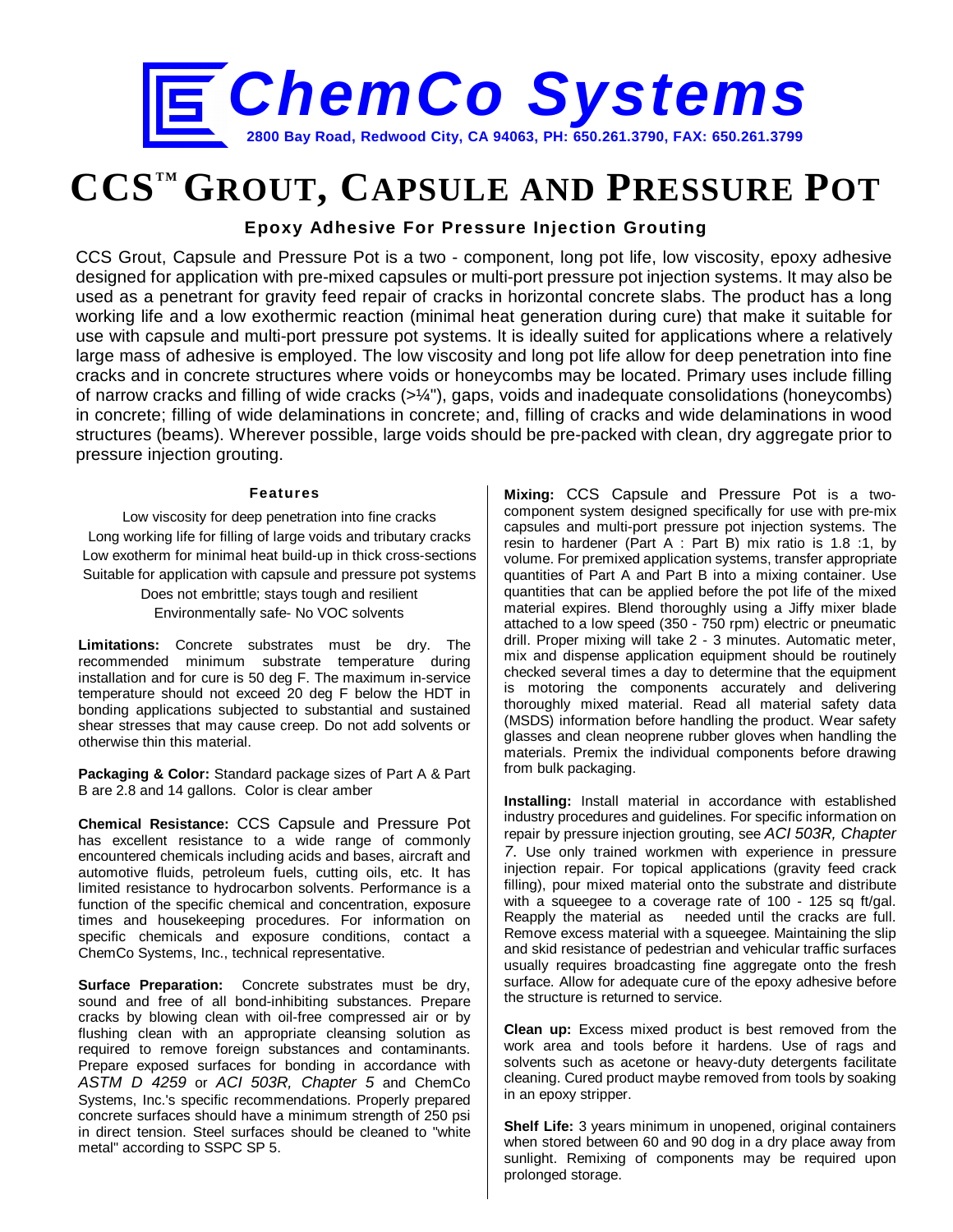# ChemCo Systems

**2800 Bay Road, Redwood City, CA 94063, PH: 650.261.3790, FAX: 650.261.3799**

# CCS™ GROUT, CAPSULE AND PRESSURE POT

**Epoxy Adhesive For Pressure Injection Grouting**

CCS Grout, Capsule and Pressure Pot is a two - component, long pot life, low viscosity, epoxy adhesive designed for application with pre-mixed capsules or multi-port pressure pot injection systems. It may also be used as a penetrant for gravity feed repair of cracks in horizontal concrete slabs. The product has a long working life and a low exothermic reaction (minimal heat generation during cure) that make it suitable for use with capsule and multi-port pressure pot systems. It is ideally suited for applications where a relatively large mass of adhesive is employed. The low viscosity and long pot life allow for deep penetration into fine cracks and in concrete structures where voids or honeycombs may be located. Primary uses include filling of narrow cracks and filling of wide cracks (>¼"), gaps, voids and inadequate consolidations (honeycombs) in concrete; filling of wide delaminations in concrete; and, filling of cracks and wide delaminations in wood structures (beams). Wherever possible, large voids should be pre-packed with clean, dry aggregate prior to pressure injection grouting.

### Features

Low viscosity for deep penetration into fine cracks
Long working life for filling of large voids and tributary cracks
Low exotherm for minimal heat build-up in thick cross-sections
Suitable for application with capsule and pressure pot systems
Does not embrittle; stays tough and resilient
Environmentally safe- No VOC solvents

**Limitations:** Concrete substrates must be dry. The recommended minimum substrate temperature during installation and for cure is 50 deg F. The maximum in-service temperature should not exceed 20 deg F below the HDT in bonding applications subjected to substantial and sustained shear stresses that may cause creep. Do not add solvents or otherwise thin this material.

**Packaging & Color:** Standard package sizes of Part A & Part B are 2.8 and 14 gallons. Color is clear amber

**Chemical Resistance:** CCS Capsule and Pressure Pot has excellent resistance to a wide range of commonly encountered chemicals including acids and bases, aircraft and automotive fluids, petroleum fuels, cutting oils, etc. It has limited resistance to hydrocarbon solvents. Performance is a function of the specific chemical and concentration, exposure times and housekeeping procedures. For information on specific chemicals and exposure conditions, contact a ChemCo Systems, Inc., technical representative.

**Surface Preparation:** Concrete substrates must be dry, sound and free of all bond-inhibiting substances. Prepare cracks by blowing clean with oil-free compressed air or by flushing clean with an appropriate cleansing solution as required to remove foreign substances and contaminants. Prepare exposed surfaces for bonding in accordance with *ASTM D 4259* or *ACI 503R, Chapter 5* and ChemCo Systems, Inc.'s specific recommendations. Properly prepared concrete surfaces should have a minimum strength of 250 psi in direct tension. Steel surfaces should be cleaned to "white metal" according to SSPC SP 5.

**Mixing:** CCS Capsule and Pressure Pot is a two-component system designed specifically for use with pre-mix capsules and multi-port pressure pot injection systems. The resin to hardener (Part A : Part B) mix ratio is 1.8 :1, by volume. For premixed application systems, transfer appropriate quantities of Part A and Part B into a mixing container. Use quantities that can be applied before the pot life of the mixed material expires. Blend thoroughly using a Jiffy mixer blade attached to a low speed (350 - 750 rpm) electric or pneumatic drill. Proper mixing will take 2 - 3 minutes. Automatic meter, mix and dispense application equipment should be routinely checked several times a day to determine that the equipment is motoring the components accurately and delivering thoroughly mixed material. Read all material safety data (MSDS) information before handling the product. Wear safety glasses and clean neoprene rubber gloves when handling the materials. Premix the individual components before drawing from bulk packaging.

**Installing:** Install material in accordance with established industry procedures and guidelines. For specific information on repair by pressure injection grouting, see *ACI 503R, Chapter 7*. Use only trained workmen with experience in pressure injection repair. For topical applications (gravity feed crack filling), pour mixed material onto the substrate and distribute with a squeegee to a coverage rate of 100 - 125 sq ft/gal. Reapply the material as needed until the cracks are full. Remove excess material with a squeegee. Maintaining the slip and skid resistance of pedestrian and vehicular traffic surfaces usually requires broadcasting fine aggregate onto the fresh surface. Allow for adequate cure of the epoxy adhesive before the structure is returned to service.

**Clean up:** Excess mixed product is best removed from the work area and tools before it hardens. Use of rags and solvents such as acetone or heavy-duty detergents facilitate cleaning. Cured product maybe removed from tools by soaking in an epoxy stripper.

**Shelf Life:** 3 years minimum in unopened, original containers when stored between 60 and 90 dog in a dry place away from sunlight. Remixing of components may be required upon prolonged storage.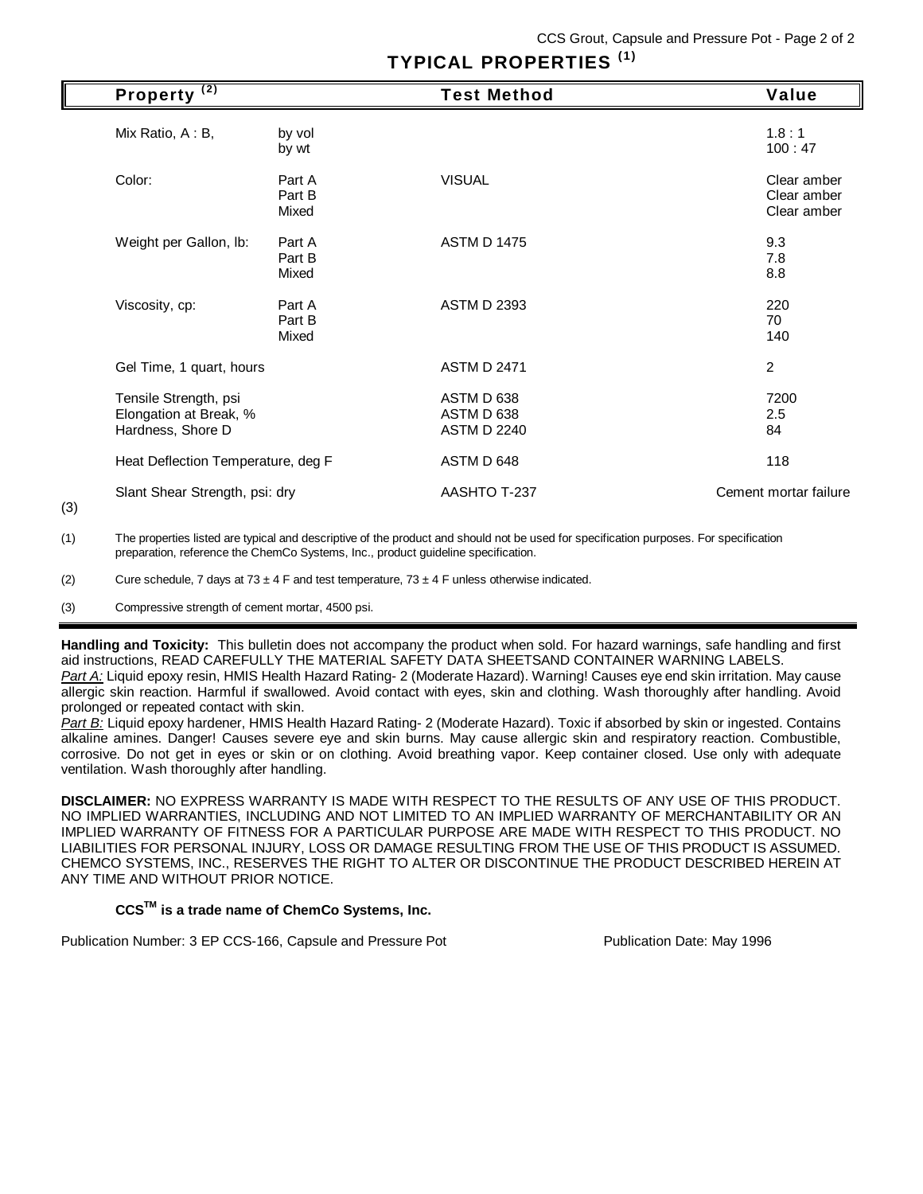## TYPICAL PROPERTIES [1]

| Property [2] | | Test Method | Value |
|---|---|---|---|
| Mix Ratio, A : B, | by vol | | 1.8 : 1 |
| | by wt | | 100 : 47 |
| Color: | Part A | VISUAL | Clear amber |
| | Part B | | Clear amber |
| | Mixed | | Clear amber |
| Weight per Gallon, lb: | Part A | ASTM D 1475 | 9.3 |
| | Part B | | 7.8 |
| | Mixed | | 8.8 |
| Viscosity, cp: | Part A | ASTM D 2393 | 220 |
| | Part B | | 70 |
| | Mixed | | 140 |
| Gel Time, 1 quart, hours | | ASTM D 2471 | 2 |
| Tensile Strength, psi | | ASTM D 638 | 7200 |
| Elongation at Break, % | | ASTM D 638 | 2.5 |
| Hardness, Shore D | | ASTM D 2240 | 84 |
| Heat Deflection Temperature, deg F | | ASTM D 648 | 118 |
| Slant Shear Strength, psi: dry (3) | | AASHTO T-237 | Cement mortar failure |

(1) The properties listed are typical and descriptive of the product and should not be used for specification purposes. For specification preparation, reference the ChemCo Systems, Inc., product guideline specification.

(2) Cure schedule, 7 days at 73 ± 4 F and test temperature, 73 ± 4 F unless otherwise indicated.

(3) Compressive strength of cement mortar, 4500 psi.

**Handling and Toxicity:** This bulletin does not accompany the product when sold. For hazard warnings, safe handling and first aid instructions, READ CAREFULLY THE MATERIAL SAFETY DATA SHEETSAND CONTAINER WARNING LABELS.
*Part A:* Liquid epoxy resin, HMIS Health Hazard Rating- 2 (Moderate Hazard). Warning! Causes eye end skin irritation. May cause allergic skin reaction. Harmful if swallowed. Avoid contact with eyes, skin and clothing. Wash thoroughly after handling. Avoid prolonged or repeated contact with skin.
*Part B:* Liquid epoxy hardener, HMIS Health Hazard Rating- 2 (Moderate Hazard). Toxic if absorbed by skin or ingested. Contains alkaline amines. Danger! Causes severe eye and skin burns. May cause allergic skin and respiratory reaction. Combustible, corrosive. Do not get in eyes or skin or on clothing. Avoid breathing vapor. Keep container closed. Use only with adequate ventilation. Wash thoroughly after handling.

**DISCLAIMER:** NO EXPRESS WARRANTY IS MADE WITH RESPECT TO THE RESULTS OF ANY USE OF THIS PRODUCT. NO IMPLIED WARRANTIES, INCLUDING AND NOT LIMITED TO AN IMPLIED WARRANTY OF MERCHANTABILITY OR AN IMPLIED WARRANTY OF FITNESS FOR A PARTICULAR PURPOSE ARE MADE WITH RESPECT TO THIS PRODUCT. NO LIABILITIES FOR PERSONAL INJURY, LOSS OR DAMAGE RESULTING FROM THE USE OF THIS PRODUCT IS ASSUMED. CHEMCO SYSTEMS, INC., RESERVES THE RIGHT TO ALTER OR DISCONTINUE THE PRODUCT DESCRIBED HEREIN AT ANY TIME AND WITHOUT PRIOR NOTICE.

**CCS™ is a trade name of ChemCo Systems, Inc.**

Publication Number: 3 EP CCS-166, Capsule and Pressure Pot    Publication Date: May 1996